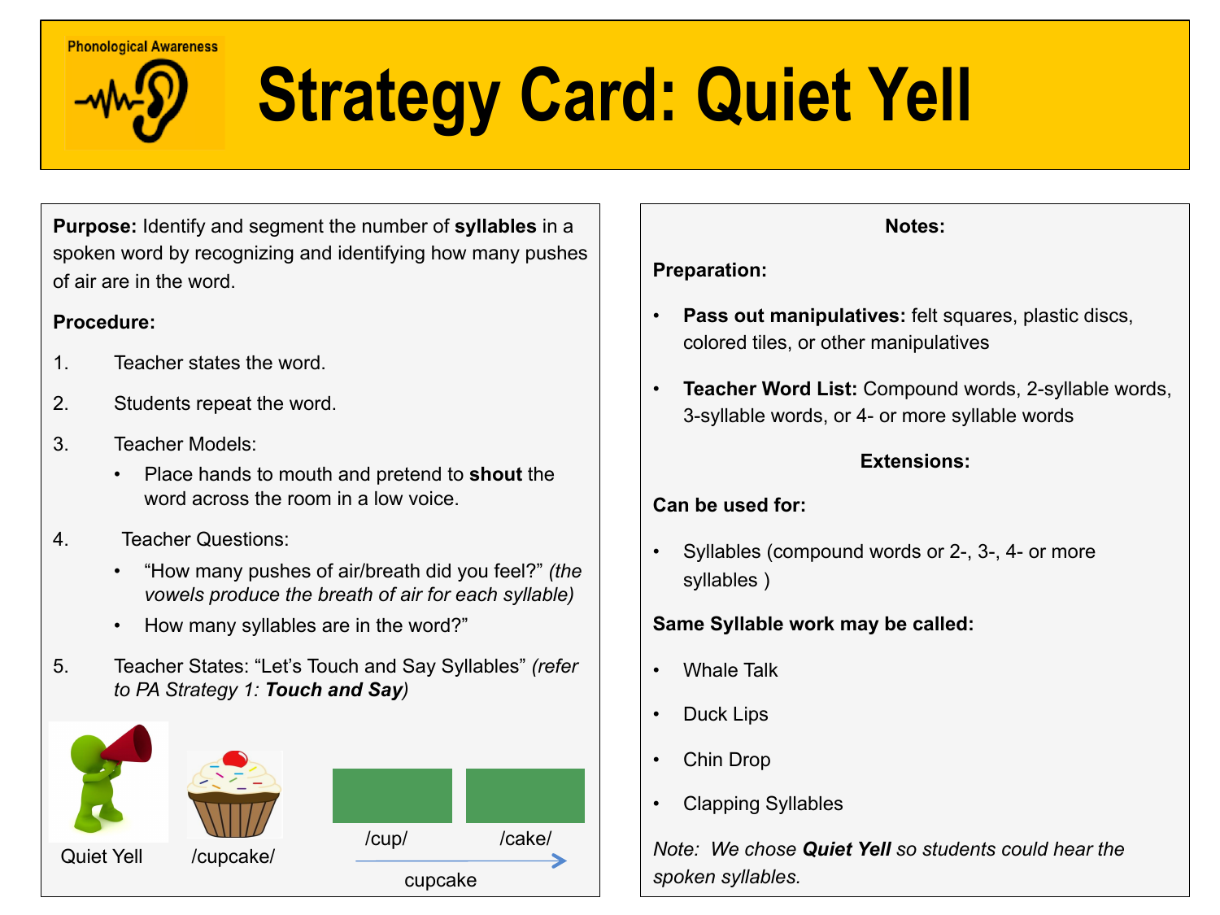Phonological Awareness

# Strategy Card: Quiet Yell

**Purpose:** Identify and segment the number of **syllables** in a spoken word by recognizing and identifying how many pushes of air are in the word.

**Procedure:**

1. Teacher states the word.
2. Students repeat the word.
3. Teacher Models:
   - Place hands to mouth and pretend to **shout** the word across the room in a low voice.
4. Teacher Questions:
   - "How many pushes of air/breath did you feel?" *(the vowels produce the breath of air for each syllable)*
   - How many syllables are in the word?"
5. Teacher States: "Let's Touch and Say Syllables" *(refer to PA Strategy 1: **Touch and Say**)*

Quiet Yell

/cupcake/

/cup/ /cake/

cupcake

**Notes:**

**Preparation:**

- **Pass out manipulatives:** felt squares, plastic discs, colored tiles, or other manipulatives
- **Teacher Word List:** Compound words, 2-syllable words, 3-syllable words, or 4- or more syllable words

**Extensions:**

**Can be used for:**

- Syllables (compound words or 2-, 3-, 4- or more syllables )

**Same Syllable work may be called:**

- Whale Talk
- Duck Lips
- Chin Drop
- Clapping Syllables

*Note: We chose **Quiet Yell** so students could hear the spoken syllables.*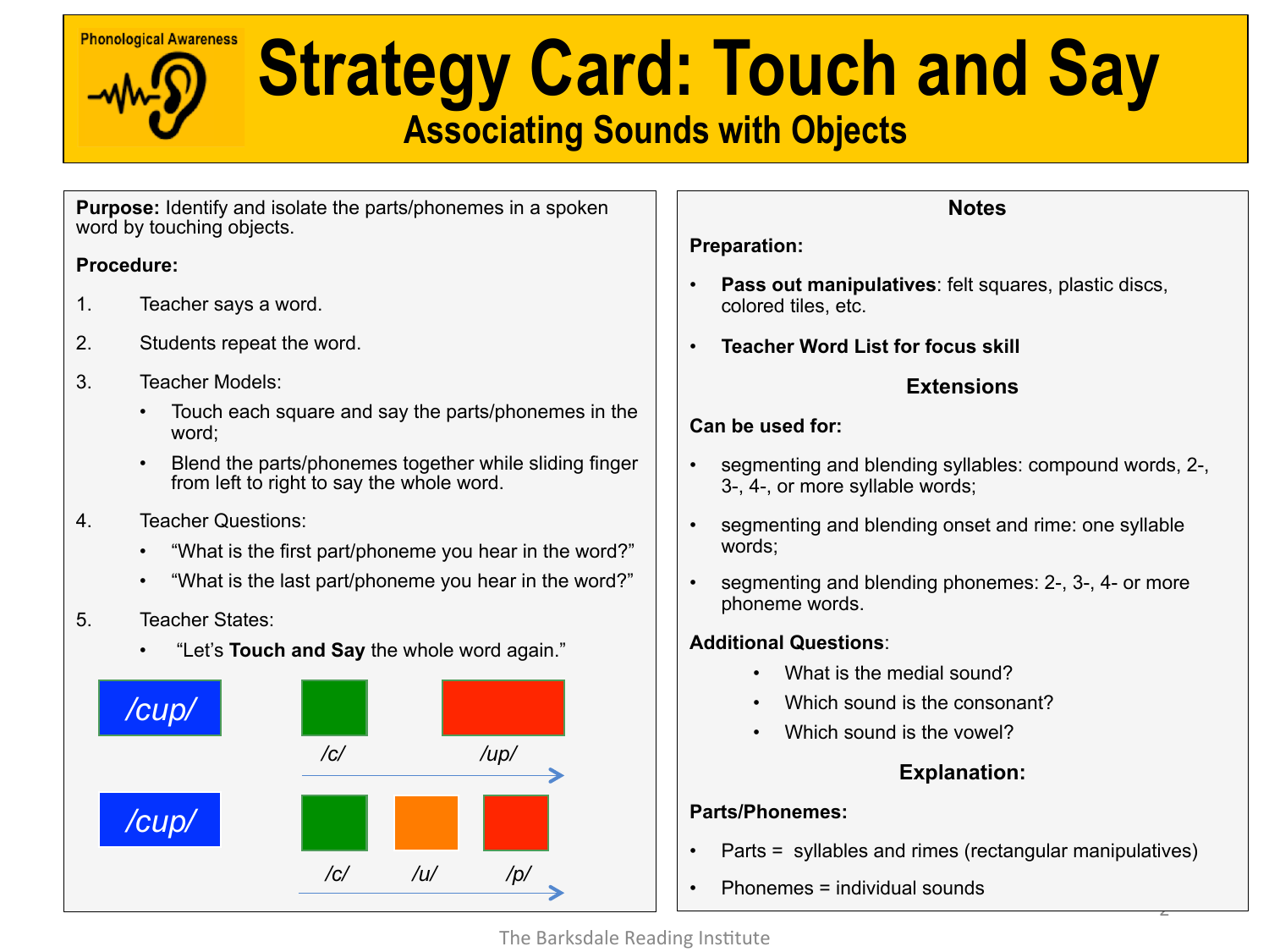# Strategy Card: Touch and Say

## Associating Sounds with Objects

Phonological Awareness

**Purpose:** Identify and isolate the parts/phonemes in a spoken word by touching objects.

**Procedure:**

1. Teacher says a word.
2. Students repeat the word.
3. Teacher Models:
   - Touch each square and say the parts/phonemes in the word;
   - Blend the parts/phonemes together while sliding finger from left to right to say the whole word.
4. Teacher Questions:
   - "What is the first part/phoneme you hear in the word?"
   - "What is the last part/phoneme you hear in the word?"
5. Teacher States:
   - "Let's **Touch and Say** the whole word again."

*/cup/* — */c/* */up/*

*/cup/* — */c/* */u/* */p/*

### Notes

**Preparation:**

- **Pass out manipulatives**: felt squares, plastic discs, colored tiles, etc.
- **Teacher Word List for focus skill**

### Extensions

**Can be used for:**

- segmenting and blending syllables: compound words, 2-, 3-, 4-, or more syllable words;
- segmenting and blending onset and rime: one syllable words;
- segmenting and blending phonemes: 2-, 3-, 4- or more phoneme words.

**Additional Questions**:

- What is the medial sound?
- Which sound is the consonant?
- Which sound is the vowel?

### Explanation:

**Parts/Phonemes:**

- Parts = syllables and rimes (rectangular manipulatives)
- Phonemes = individual sounds

The Barksdale Reading Institute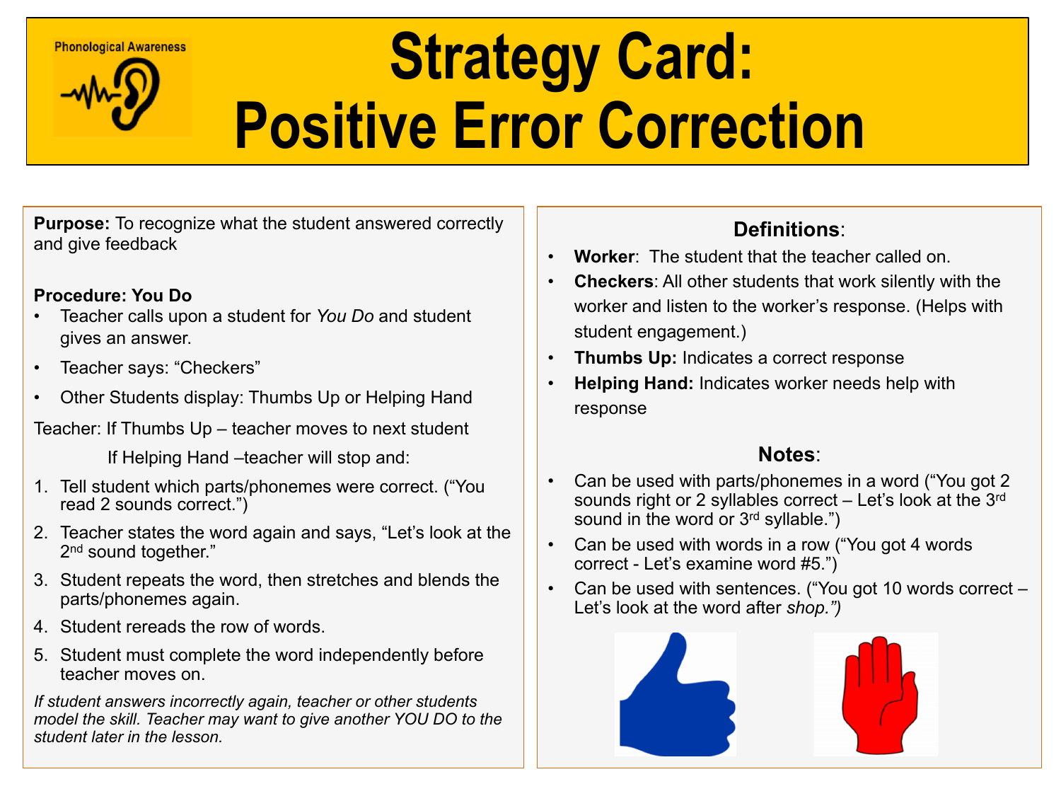Phonological Awareness

# Strategy Card: Positive Error Correction

**Purpose:** To recognize what the student answered correctly and give feedback

**Procedure: You Do**

- Teacher calls upon a student for *You Do* and student gives an answer.
- Teacher says: "Checkers"
- Other Students display: Thumbs Up or Helping Hand

Teacher: If Thumbs Up – teacher moves to next student

If Helping Hand –teacher will stop and:

1. Tell student which parts/phonemes were correct. ("You read 2 sounds correct.")
2. Teacher states the word again and says, "Let's look at the 2nd sound together."
3. Student repeats the word, then stretches and blends the parts/phonemes again.
4. Student rereads the row of words.
5. Student must complete the word independently before teacher moves on.

*If student answers incorrectly again, teacher or other students model the skill. Teacher may want to give another YOU DO to the student later in the lesson.*

### Definitions:

- **Worker**: The student that the teacher called on.
- **Checkers**: All other students that work silently with the worker and listen to the worker's response. (Helps with student engagement.)
- **Thumbs Up:** Indicates a correct response
- **Helping Hand:** Indicates worker needs help with response

### Notes:

- Can be used with parts/phonemes in a word ("You got 2 sounds right or 2 syllables correct – Let's look at the 3rd sound in the word or 3rd syllable.")
- Can be used with words in a row ("You got 4 words correct - Let's examine word #5.")
- Can be used with sentences. ("You got 10 words correct – Let's look at the word after *shop.")*